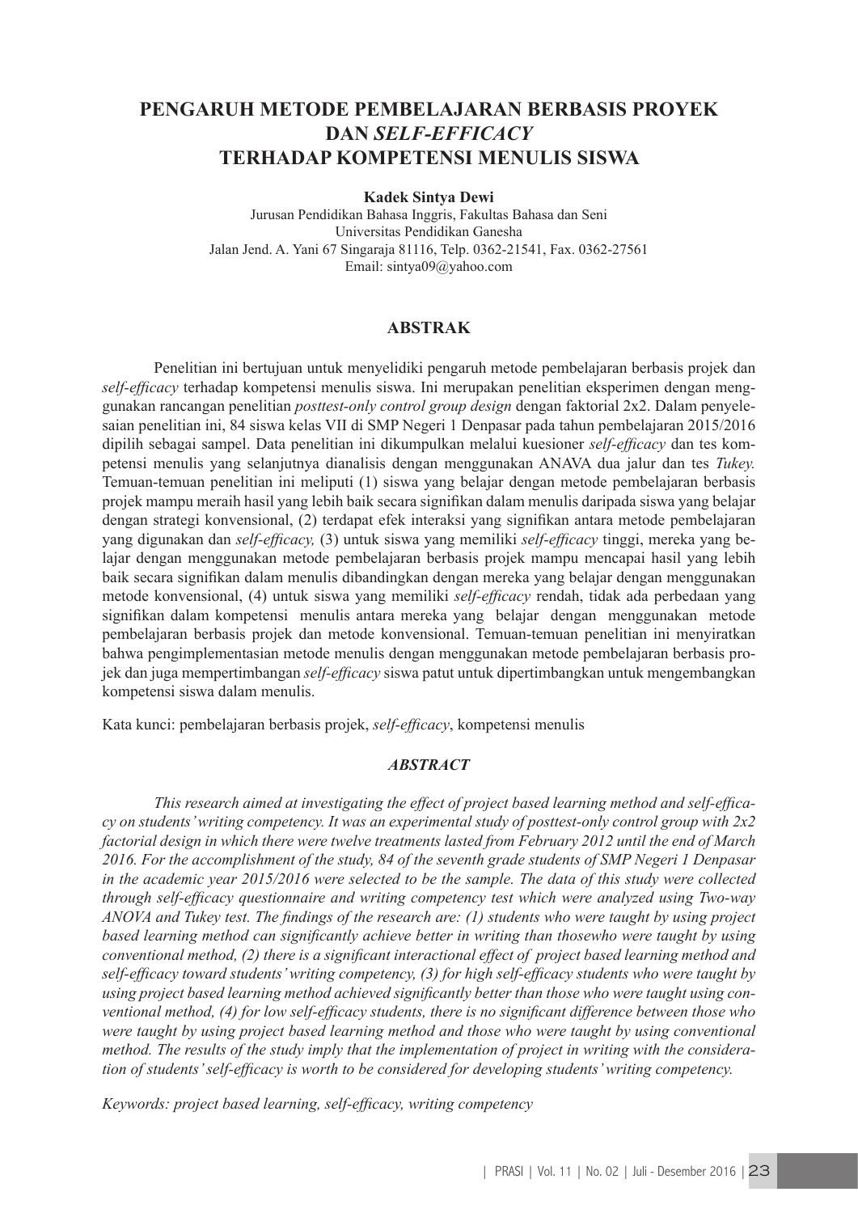# PENGARUH METODE PEMBELAJARAN BERBASIS PROYEK DAN *SELF-EFFICACY* TERHADAP KOMPETENSI MENULIS SISWA

**Kadek Sintya Dewi**

Jurusan Pendidikan Bahasa Inggris, Fakultas Bahasa dan Seni
Universitas Pendidikan Ganesha
Jalan Jend. A. Yani 67 Singaraja 81116, Telp. 0362-21541, Fax. 0362-27561
Email: sintya09@yahoo.com

## ABSTRAK

Penelitian ini bertujuan untuk menyelidiki pengaruh metode pembelajaran berbasis projek dan *self-efficacy* terhadap kompetensi menulis siswa. Ini merupakan penelitian eksperimen dengan menggunakan rancangan penelitian *posttest-only control group design* dengan faktorial 2x2. Dalam penyelesaian penelitian ini, 84 siswa kelas VII di SMP Negeri 1 Denpasar pada tahun pembelajaran 2015/2016 dipilih sebagai sampel. Data penelitian ini dikumpulkan melalui kuesioner *self-efficacy* dan tes kompetensi menulis yang selanjutnya dianalisis dengan menggunakan ANAVA dua jalur dan tes *Tukey.* Temuan-temuan penelitian ini meliputi (1) siswa yang belajar dengan metode pembelajaran berbasis projek mampu meraih hasil yang lebih baik secara signifikan dalam menulis daripada siswa yang belajar dengan strategi konvensional, (2) terdapat efek interaksi yang signifikan antara metode pembelajaran yang digunakan dan *self-efficacy,* (3) untuk siswa yang memiliki *self-efficacy* tinggi, mereka yang belajar dengan menggunakan metode pembelajaran berbasis projek mampu mencapai hasil yang lebih baik secara signifikan dalam menulis dibandingkan dengan mereka yang belajar dengan menggunakan metode konvensional, (4) untuk siswa yang memiliki *self-efficacy* rendah, tidak ada perbedaan yang signifikan dalam kompetensi menulis antara mereka yang belajar dengan menggunakan metode pembelajaran berbasis projek dan metode konvensional. Temuan-temuan penelitian ini menyiratkan bahwa pengimplementasian metode menulis dengan menggunakan metode pembelajaran berbasis projek dan juga mempertimbangan *self-efficacy* siswa patut untuk dipertimbangkan untuk mengembangkan kompetensi siswa dalam menulis.

Kata kunci: pembelajaran berbasis projek, *self-efficacy*, kompetensi menulis

## *ABSTRACT*

*This research aimed at investigating the effect of project based learning method and self-efficacy on students' writing competency. It was an experimental study of posttest-only control group with 2x2 factorial design in which there were twelve treatments lasted from February 2012 until the end of March 2016. For the accomplishment of the study, 84 of the seventh grade students of SMP Negeri 1 Denpasar in the academic year 2015/2016 were selected to be the sample. The data of this study were collected through self-efficacy questionnaire and writing competency test which were analyzed using Two-way ANOVA and Tukey test. The findings of the research are: (1) students who were taught by using project based learning method can significantly achieve better in writing than thosewho were taught by using conventional method, (2) there is a significant interactional effect of project based learning method and self-efficacy toward students' writing competency, (3) for high self-efficacy students who were taught by using project based learning method achieved significantly better than those who were taught using conventional method, (4) for low self-efficacy students, there is no significant difference between those who were taught by using project based learning method and those who were taught by using conventional method. The results of the study imply that the implementation of project in writing with the consideration of students' self-efficacy is worth to be considered for developing students' writing competency.*

*Keywords: project based learning, self-efficacy, writing competency*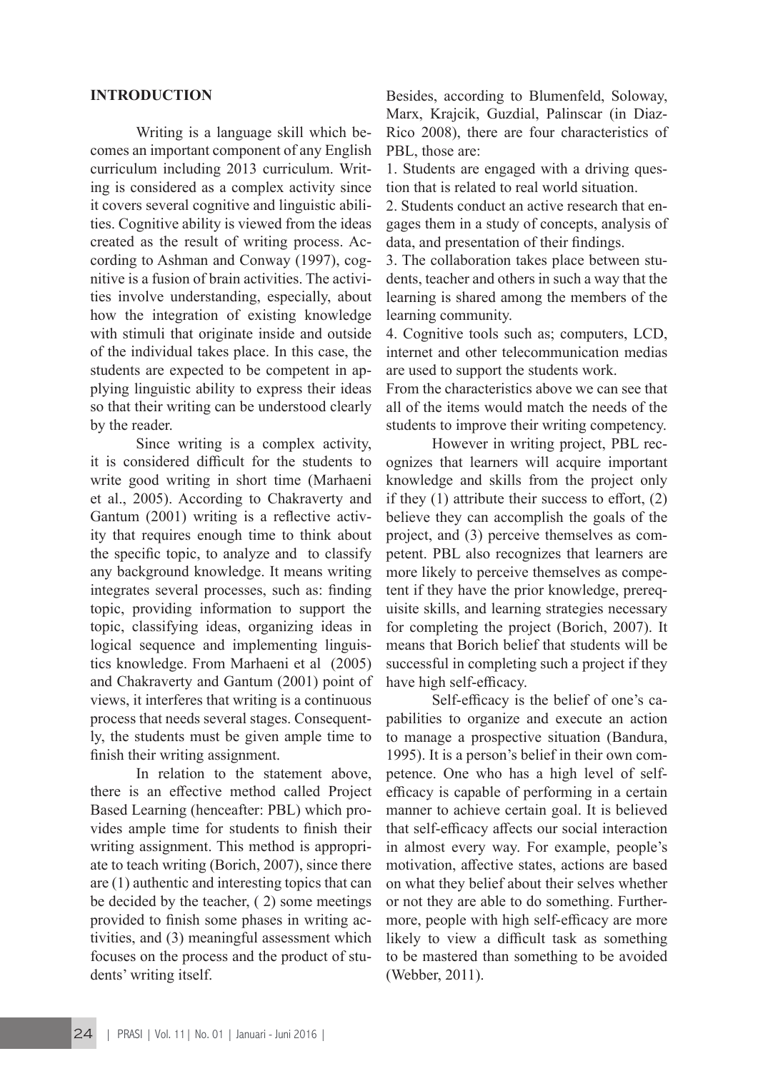## INTRODUCTION

Writing is a language skill which becomes an important component of any English curriculum including 2013 curriculum. Writing is considered as a complex activity since it covers several cognitive and linguistic abilities. Cognitive ability is viewed from the ideas created as the result of writing process. According to Ashman and Conway (1997), cognitive is a fusion of brain activities. The activities involve understanding, especially, about how the integration of existing knowledge with stimuli that originate inside and outside of the individual takes place. In this case, the students are expected to be competent in applying linguistic ability to express their ideas so that their writing can be understood clearly by the reader.

Since writing is a complex activity, it is considered difficult for the students to write good writing in short time (Marhaeni et al., 2005). According to Chakraverty and Gantum (2001) writing is a reflective activity that requires enough time to think about the specific topic, to analyze and to classify any background knowledge. It means writing integrates several processes, such as: finding topic, providing information to support the topic, classifying ideas, organizing ideas in logical sequence and implementing linguistics knowledge. From Marhaeni et al (2005) and Chakraverty and Gantum (2001) point of views, it interferes that writing is a continuous process that needs several stages. Consequently, the students must be given ample time to finish their writing assignment.

In relation to the statement above, there is an effective method called Project Based Learning (henceafter: PBL) which provides ample time for students to finish their writing assignment. This method is appropriate to teach writing (Borich, 2007), since there are (1) authentic and interesting topics that can be decided by the teacher, ( 2) some meetings provided to finish some phases in writing activities, and (3) meaningful assessment which focuses on the process and the product of students' writing itself.

Besides, according to Blumenfeld, Soloway, Marx, Krajcik, Guzdial, Palinscar (in Diaz-Rico 2008), there are four characteristics of PBL, those are:

1. Students are engaged with a driving question that is related to real world situation.
2. Students conduct an active research that engages them in a study of concepts, analysis of data, and presentation of their findings.
3. The collaboration takes place between students, teacher and others in such a way that the learning is shared among the members of the learning community.
4. Cognitive tools such as; computers, LCD, internet and other telecommunication medias are used to support the students work.

From the characteristics above we can see that all of the items would match the needs of the students to improve their writing competency.

However in writing project, PBL recognizes that learners will acquire important knowledge and skills from the project only if they (1) attribute their success to effort, (2) believe they can accomplish the goals of the project, and (3) perceive themselves as competent. PBL also recognizes that learners are more likely to perceive themselves as competent if they have the prior knowledge, prerequisite skills, and learning strategies necessary for completing the project (Borich, 2007). It means that Borich belief that students will be successful in completing such a project if they have high self-efficacy.

Self-efficacy is the belief of one's capabilities to organize and execute an action to manage a prospective situation (Bandura, 1995). It is a person's belief in their own competence. One who has a high level of self-efficacy is capable of performing in a certain manner to achieve certain goal. It is believed that self-efficacy affects our social interaction in almost every way. For example, people's motivation, affective states, actions are based on what they belief about their selves whether or not they are able to do something. Furthermore, people with high self-efficacy are more likely to view a difficult task as something to be mastered than something to be avoided (Webber, 2011).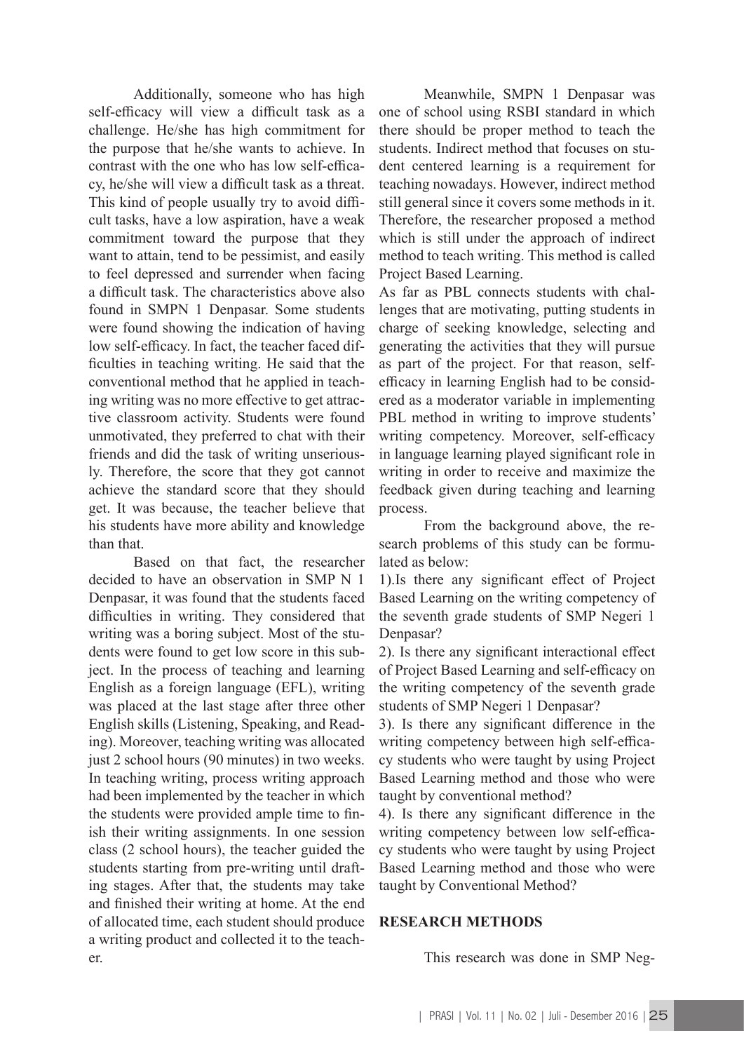Additionally, someone who has high self-efficacy will view a difficult task as a challenge. He/she has high commitment for the purpose that he/she wants to achieve. In contrast with the one who has low self-efficacy, he/she will view a difficult task as a threat. This kind of people usually try to avoid difficult tasks, have a low aspiration, have a weak commitment toward the purpose that they want to attain, tend to be pessimist, and easily to feel depressed and surrender when facing a difficult task. The characteristics above also found in SMPN 1 Denpasar. Some students were found showing the indication of having low self-efficacy. In fact, the teacher faced difficulties in teaching writing. He said that the conventional method that he applied in teaching writing was no more effective to get attractive classroom activity. Students were found unmotivated, they preferred to chat with their friends and did the task of writing unseriously. Therefore, the score that they got cannot achieve the standard score that they should get. It was because, the teacher believe that his students have more ability and knowledge than that.

Based on that fact, the researcher decided to have an observation in SMP N 1 Denpasar, it was found that the students faced difficulties in writing. They considered that writing was a boring subject. Most of the students were found to get low score in this subject. In the process of teaching and learning English as a foreign language (EFL), writing was placed at the last stage after three other English skills (Listening, Speaking, and Reading). Moreover, teaching writing was allocated just 2 school hours (90 minutes) in two weeks. In teaching writing, process writing approach had been implemented by the teacher in which the students were provided ample time to finish their writing assignments. In one session class (2 school hours), the teacher guided the students starting from pre-writing until drafting stages. After that, the students may take and finished their writing at home. At the end of allocated time, each student should produce a writing product and collected it to the teacher.

Meanwhile, SMPN 1 Denpasar was one of school using RSBI standard in which there should be proper method to teach the students. Indirect method that focuses on student centered learning is a requirement for teaching nowadays. However, indirect method still general since it covers some methods in it. Therefore, the researcher proposed a method which is still under the approach of indirect method to teach writing. This method is called Project Based Learning.

As far as PBL connects students with challenges that are motivating, putting students in charge of seeking knowledge, selecting and generating the activities that they will pursue as part of the project. For that reason, self-efficacy in learning English had to be considered as a moderator variable in implementing PBL method in writing to improve students' writing competency. Moreover, self-efficacy in language learning played significant role in writing in order to receive and maximize the feedback given during teaching and learning process.

From the background above, the research problems of this study can be formulated as below:

1).Is there any significant effect of Project Based Learning on the writing competency of the seventh grade students of SMP Negeri 1 Denpasar?

2). Is there any significant interactional effect of Project Based Learning and self-efficacy on the writing competency of the seventh grade students of SMP Negeri 1 Denpasar?

3). Is there any significant difference in the writing competency between high self-efficacy students who were taught by using Project Based Learning method and those who were taught by conventional method?

4). Is there any significant difference in the writing competency between low self-efficacy students who were taught by using Project Based Learning method and those who were taught by Conventional Method?

## RESEARCH METHODS

This research was done in SMP Neg-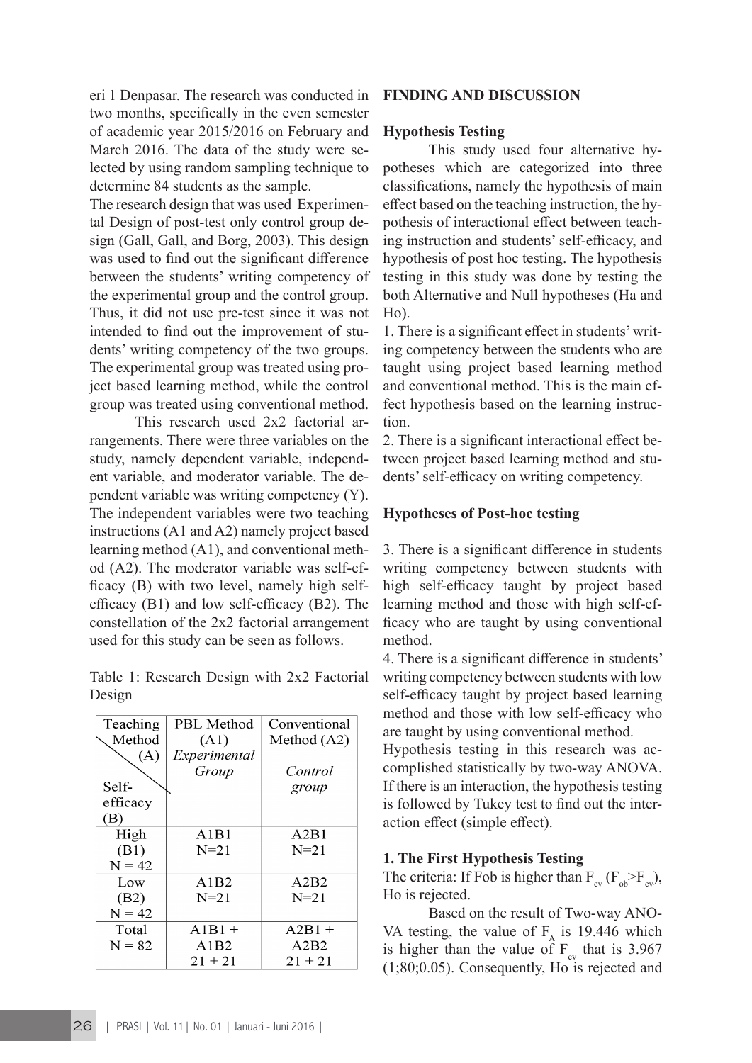eri 1 Denpasar. The research was conducted in two months, specifically in the even semester of academic year 2015/2016 on February and March 2016. The data of the study were selected by using random sampling technique to determine 84 students as the sample.

The research design that was used Experimental Design of post-test only control group design (Gall, Gall, and Borg, 2003). This design was used to find out the significant difference between the students' writing competency of the experimental group and the control group. Thus, it did not use pre-test since it was not intended to find out the improvement of students' writing competency of the two groups. The experimental group was treated using project based learning method, while the control group was treated using conventional method.

This research used 2x2 factorial arrangements. There were three variables on the study, namely dependent variable, independent variable, and moderator variable. The dependent variable was writing competency (Y). The independent variables were two teaching instructions (A1 and A2) namely project based learning method (A1), and conventional method (A2). The moderator variable was self-efficacy (B) with two level, namely high self-efficacy (B1) and low self-efficacy (B2). The constellation of the 2x2 factorial arrangement used for this study can be seen as follows.

Table 1: Research Design with 2x2 Factorial Design

| Teaching Method (A) / Self-efficacy (B) | PBL Method (A1) *Experimental Group* | Conventional Method (A2) *Control group* |
|---|---|---|
| High (B1) N = 42 | A1B1 N=21 | A2B1 N=21 |
| Low (B2) N = 42 | A1B2 N=21 | A2B2 N=21 |
| Total N = 82 | A1B1 + A1B2 21 + 21 | A2B1 + A2B2 21 + 21 |

## FINDING AND DISCUSSION

### Hypothesis Testing

This study used four alternative hypotheses which are categorized into three classifications, namely the hypothesis of main effect based on the teaching instruction, the hypothesis of interactional effect between teaching instruction and students' self-efficacy, and hypothesis of post hoc testing. The hypothesis testing in this study was done by testing the both Alternative and Null hypotheses (Ha and Ho).

1. There is a significant effect in students' writing competency between the students who are taught using project based learning method and conventional method. This is the main effect hypothesis based on the learning instruction.
2. There is a significant interactional effect between project based learning method and students' self-efficacy on writing competency.

### Hypotheses of Post-hoc testing

3. There is a significant difference in students writing competency between students with high self-efficacy taught by project based learning method and those with high self-efficacy who are taught by using conventional method.
4. There is a significant difference in students' writing competency between students with low self-efficacy taught by project based learning method and those with low self-efficacy who are taught by using conventional method.

Hypothesis testing in this research was accomplished statistically by two-way ANOVA. If there is an interaction, the hypothesis testing is followed by Tukey test to find out the interaction effect (simple effect).

### 1. The First Hypothesis Testing

The criteria: If Fob is higher than $F_{cv}$ ($F_{ob}>F_{cv}$), Ho is rejected.

Based on the result of Two-way ANOVA testing, the value of $F_A$ is 19.446 which is higher than the value of $F_{cv}$ that is 3.967 (1;80;0.05). Consequently, Ho is rejected and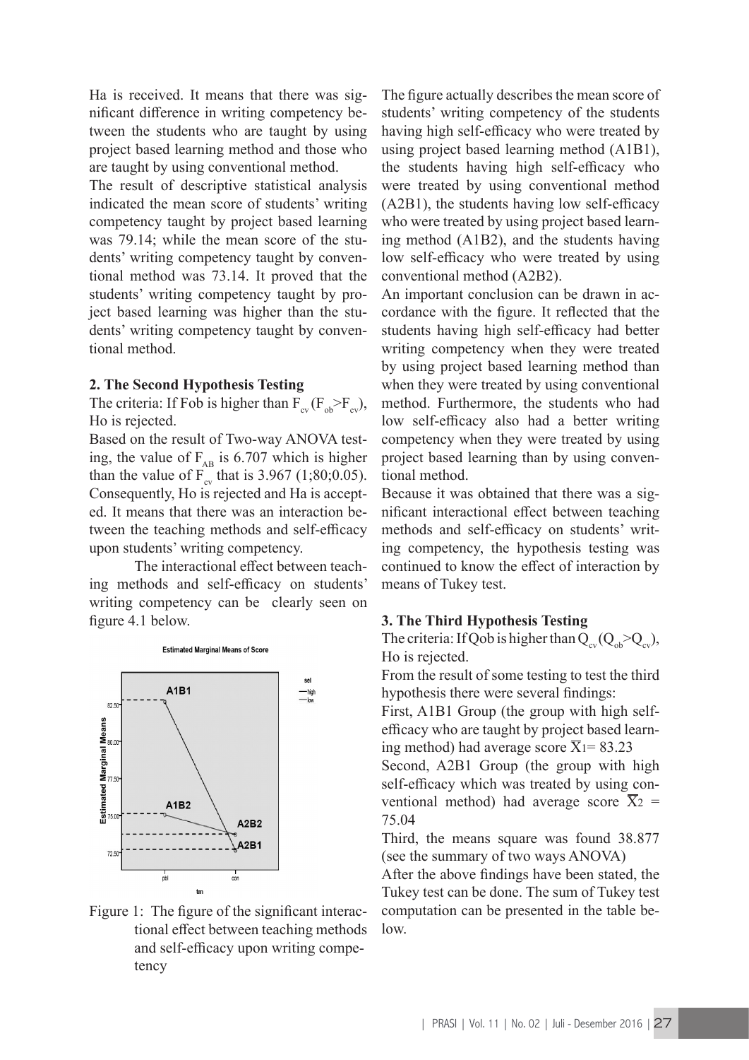Ha is received. It means that there was significant difference in writing competency between the students who are taught by using project based learning method and those who are taught by using conventional method.

The result of descriptive statistical analysis indicated the mean score of students' writing competency taught by project based learning was 79.14; while the mean score of the students' writing competency taught by conventional method was 73.14. It proved that the students' writing competency taught by project based learning was higher than the students' writing competency taught by conventional method.

**2. The Second Hypothesis Testing**

The criteria: If Fob is higher than $F_{cv}$ ($F_{ob}>F_{cv}$), Ho is rejected.

Based on the result of Two-way ANOVA testing, the value of $F_{AB}$ is 6.707 which is higher than the value of $F_{cv}$ that is 3.967 (1;80;0.05). Consequently, Ho is rejected and Ha is accepted. It means that there was an interaction between the teaching methods and self-efficacy upon students' writing competency.

The interactional effect between teaching methods and self-efficacy on students' writing competency can be clearly seen on figure 4.1 below.

Figure 1: The figure of the significant interactional effect between teaching methods and self-efficacy upon writing competency

The figure actually describes the mean score of students' writing competency of the students having high self-efficacy who were treated by using project based learning method (A1B1), the students having high self-efficacy who were treated by using conventional method (A2B1), the students having low self-efficacy who were treated by using project based learning method (A1B2), and the students having low self-efficacy who were treated by using conventional method (A2B2).

An important conclusion can be drawn in accordance with the figure. It reflected that the students having high self-efficacy had better writing competency when they were treated by using project based learning method than when they were treated by using conventional method. Furthermore, the students who had low self-efficacy also had a better writing competency when they were treated by using project based learning than by using conventional method.

Because it was obtained that there was a significant interactional effect between teaching methods and self-efficacy on students' writing competency, the hypothesis testing was continued to know the effect of interaction by means of Tukey test.

**3. The Third Hypothesis Testing**

The criteria: If Qob is higher than $Q_{cv}$ ($Q_{ob}>Q_{cv}$), Ho is rejected.

From the result of some testing to test the third hypothesis there were several findings:

First, A1B1 Group (the group with high self-efficacy who are taught by project based learning method) had average score $\overline{X}_1 = 83.23$

Second, A2B1 Group (the group with high self-efficacy which was treated by using conventional method) had average score $\overline{X}_2 = 75.04$

Third, the means square was found 38.877 (see the summary of two ways ANOVA)

After the above findings have been stated, the Tukey test can be done. The sum of Tukey test computation can be presented in the table below.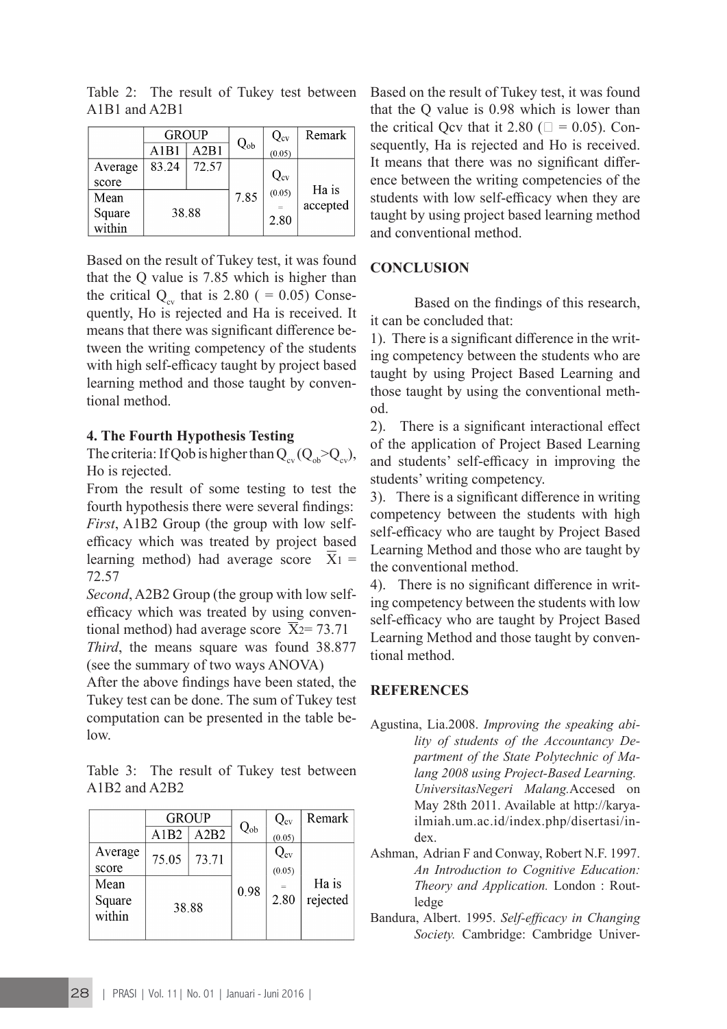Table 2: The result of Tukey test between A1B1 and A2B1

| | GROUP | | $Q_{ob}$ | $Q_{cv}$ (0.05) | Remark |
|---|---|---|---|---|---|
| | A1B1 | A2B1 | | | |
| Average score | 83.24 | 72.57 | 7.85 | $Q_{cv}$ (0.05) = 2.80 | Ha is accepted |
| Mean Square within | 38.88 | | | | |

Based on the result of Tukey test, it was found that the Q value is 7.85 which is higher than the critical $Q_{cv}$ that is 2.80 ( = 0.05) Consequently, Ho is rejected and Ha is received. It means that there was significant difference between the writing competency of the students with high self-efficacy taught by project based learning method and those taught by conventional method.

#### 4. The Fourth Hypothesis Testing

The criteria: If Qob is higher than $Q_{cv}$ ($Q_{ob}>Q_{cv}$), Ho is rejected.

From the result of some testing to test the fourth hypothesis there were several findings:

*First*, A1B2 Group (the group with low self-efficacy which was treated by project based learning method) had average score $\overline{X}_1$ = 72.57

*Second*, A2B2 Group (the group with low self-efficacy which was treated by using conventional method) had average score $\overline{X}_2$= 73.71

*Third*, the means square was found 38.877 (see the summary of two ways ANOVA)

After the above findings have been stated, the Tukey test can be done. The sum of Tukey test computation can be presented in the table below.

Table 3: The result of Tukey test between A1B2 and A2B2

| | GROUP | | $Q_{ob}$ | $Q_{cv}$ (0.05) | Remark |
|---|---|---|---|---|---|
| | A1B2 | A2B2 | | | |
| Average score | 75.05 | 73.71 | 0.98 | $Q_{cv}$ (0.05) = 2.80 | Ha is rejected |
| Mean Square within | 38.88 | | | | |

Based on the result of Tukey test, it was found that the Q value is 0.98 which is lower than the critical Qcv that it 2.80 (□ = 0.05). Consequently, Ha is rejected and Ho is received. It means that there was no significant difference between the writing competencies of the students with low self-efficacy when they are taught by using project based learning method and conventional method.

## CONCLUSION

Based on the findings of this research, it can be concluded that:

1). There is a significant difference in the writing competency between the students who are taught by using Project Based Learning and those taught by using the conventional method.

2). There is a significant interactional effect of the application of Project Based Learning and students' self-efficacy in improving the students' writing competency.

3). There is a significant difference in writing competency between the students with high self-efficacy who are taught by Project Based Learning Method and those who are taught by the conventional method.

4). There is no significant difference in writing competency between the students with low self-efficacy who are taught by Project Based Learning Method and those taught by conventional method.

## REFERENCES

Agustina, Lia.2008. *Improving the speaking ability of students of the Accountancy Department of the State Polytechnic of Malang 2008 using Project-Based Learning. UniversitasNegeri Malang.*Accesed on May 28th 2011. Available at http://karya-ilmiah.um.ac.id/index.php/disertasi/index.

Ashman, Adrian F and Conway, Robert N.F. 1997. *An Introduction to Cognitive Education: Theory and Application.* London : Routledge

Bandura, Albert. 1995. *Self-efficacy in Changing Society.* Cambridge: Cambridge Univer-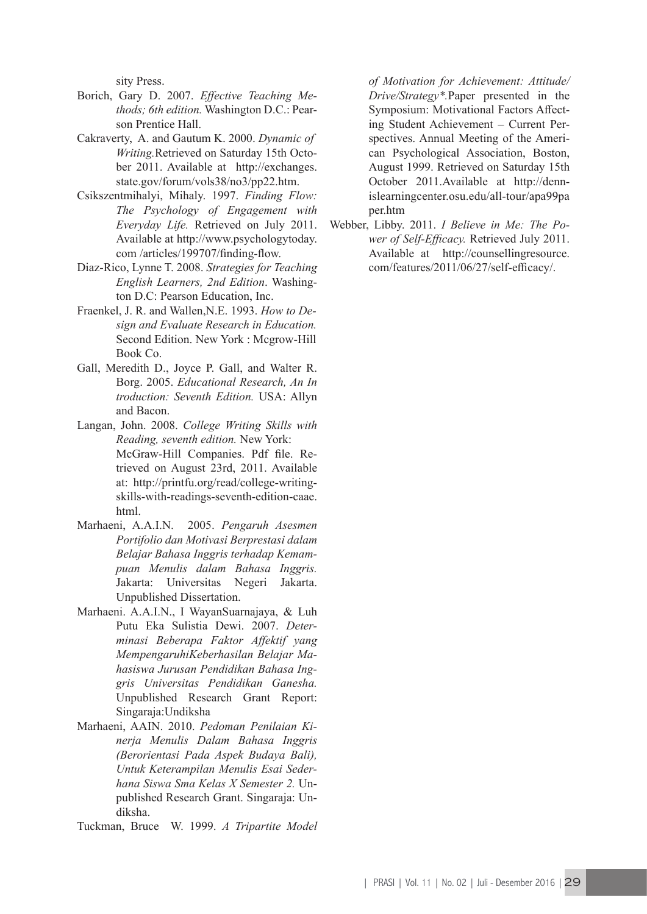sity Press.

Borich, Gary D. 2007. *Effective Teaching Methods; 6th edition.* Washington D.C.: Pearson Prentice Hall.

Cakraverty, A. and Gautum K. 2000. *Dynamic of Writing.*Retrieved on Saturday 15th October 2011. Available at http://exchanges.state.gov/forum/vols38/no3/pp22.htm.

Csikszentmihalyi, Mihaly. 1997. *Finding Flow: The Psychology of Engagement with Everyday Life.* Retrieved on July 2011. Available at http://www.psychologytoday.com /articles/199707/finding-flow.

Diaz-Rico, Lynne T. 2008. *Strategies for Teaching English Learners, 2nd Edition*. Washington D.C: Pearson Education, Inc.

Fraenkel, J. R. and Wallen,N.E. 1993. *How to Design and Evaluate Research in Education.* Second Edition. New York : Mcgrow-Hill Book Co.

Gall, Meredith D., Joyce P. Gall, and Walter R. Borg. 2005. *Educational Research, An Introduction: Seventh Edition.* USA: Allyn and Bacon.

Langan, John. 2008. *College Writing Skills with Reading, seventh edition.* New York: McGraw-Hill Companies. Pdf file. Retrieved on August 23rd, 2011. Available at: http://printfu.org/read/college-writing-skills-with-readings-seventh-edition-caae.html.

Marhaeni, A.A.I.N. 2005. *Pengaruh Asesmen Portifolio dan Motivasi Berprestasi dalam Belajar Bahasa Inggris terhadap Kemampuan Menulis dalam Bahasa Inggris.* Jakarta: Universitas Negeri Jakarta. Unpublished Dissertation.

Marhaeni. A.A.I.N., I WayanSuarnajaya, & Luh Putu Eka Sulistia Dewi. 2007. *Determinasi Beberapa Faktor Affektif yang MempengaruhiKeberhasilan Belajar Mahasiswa Jurusan Pendidikan Bahasa Inggris Universitas Pendidikan Ganesha.* Unpublished Research Grant Report: Singaraja:Undiksha

Marhaeni, AAIN. 2010. *Pedoman Penilaian Kinerja Menulis Dalam Bahasa Inggris (Berorientasi Pada Aspek Budaya Bali), Untuk Keterampilan Menulis Esai Sederhana Siswa Sma Kelas X Semester 2.* Unpublished Research Grant. Singaraja: Undiksha.

Tuckman, Bruce W. 1999. *A Tripartite Model of Motivation for Achievement: Attitude/Drive/Strategy*.*Paper presented in the Symposium: Motivational Factors Affecting Student Achievement – Current Perspectives. Annual Meeting of the American Psychological Association, Boston, August 1999. Retrieved on Saturday 15th October 2011.Available at http://dennislearningcenter.osu.edu/all-tour/apa99paper.htm

Webber, Libby. 2011. *I Believe in Me: The Power of Self-Efficacy.* Retrieved July 2011. Available at http://counsellingresource.com/features/2011/06/27/self-efficacy/.